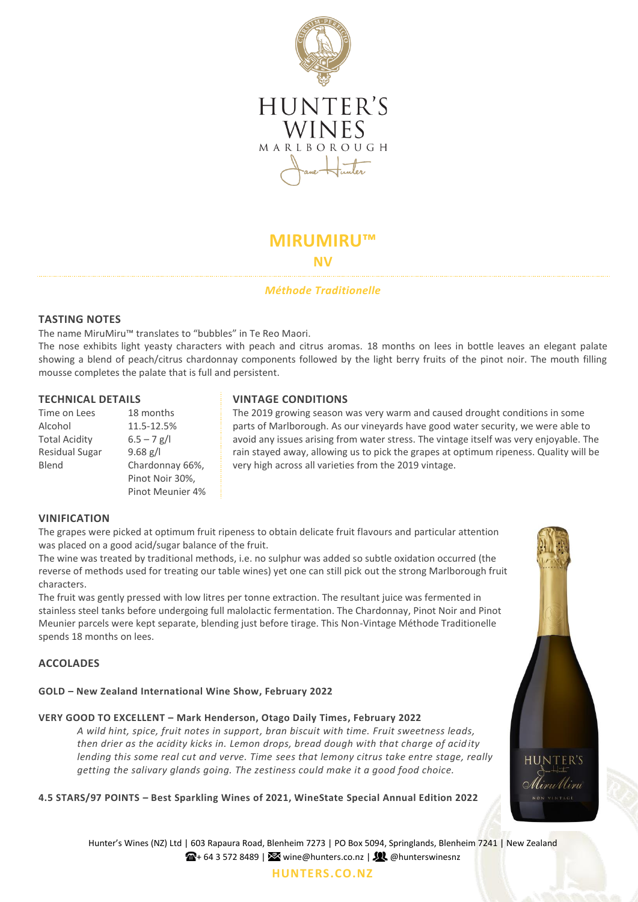HUNTER'S WINES

MARLBOROUGH

# MIRUMIRU™

## NV

*Méthode Traditionelle*

### TASTING NOTES

The name MiruMiru™ translates to "bubbles" in Te Reo Maori.

The nose exhibits light yeasty characters with peach and citrus aromas. 18 months on lees in bottle leaves an elegant palate showing a blend of peach/citrus chardonnay components followed by the light berry fruits of the pinot noir. The mouth filling mousse completes the palate that is full and persistent.

### TECHNICAL DETAILS

| | |
|---|---|
| Time on Lees | 18 months |
| Alcohol | 11.5-12.5% |
| Total Acidity | 6.5 – 7 g/l |
| Residual Sugar | 9.68 g/l |
| Blend | Chardonnay 66%, Pinot Noir 30%, Pinot Meunier 4% |

### VINTAGE CONDITIONS

The 2019 growing season was very warm and caused drought conditions in some parts of Marlborough. As our vineyards have good water security, we were able to avoid any issues arising from water stress. The vintage itself was very enjoyable. The rain stayed away, allowing us to pick the grapes at optimum ripeness. Quality will be very high across all varieties from the 2019 vintage.

### VINIFICATION

The grapes were picked at optimum fruit ripeness to obtain delicate fruit flavours and particular attention was placed on a good acid/sugar balance of the fruit.

The wine was treated by traditional methods, i.e. no sulphur was added so subtle oxidation occurred (the reverse of methods used for treating our table wines) yet one can still pick out the strong Marlborough fruit characters.

The fruit was gently pressed with low litres per tonne extraction. The resultant juice was fermented in stainless steel tanks before undergoing full malolactic fermentation. The Chardonnay, Pinot Noir and Pinot Meunier parcels were kept separate, blending just before tirage. This Non-Vintage Méthode Traditionelle spends 18 months on lees.

### ACCOLADES

**GOLD – New Zealand International Wine Show, February 2022**

**VERY GOOD TO EXCELLENT – Mark Henderson, Otago Daily Times, February 2022**

> *A wild hint, spice, fruit notes in support, bran biscuit with time. Fruit sweetness leads, then drier as the acidity kicks in. Lemon drops, bread dough with that charge of acidity lending this some real cut and verve. Time sees that lemony citrus take entre stage, really getting the salivary glands going. The zestiness could make it a good food choice.*

**4.5 STARS/97 POINTS – Best Sparkling Wines of 2021, WineState Special Annual Edition 2022**

Hunter's Wines (NZ) Ltd | 603 Rapaura Road, Blenheim 7273 | PO Box 5094, Springlands, Blenheim 7241 | New Zealand

+ 64 3 572 8489 | wine@hunters.co.nz | @hunterswinesnz

HUNTERS.CO.NZ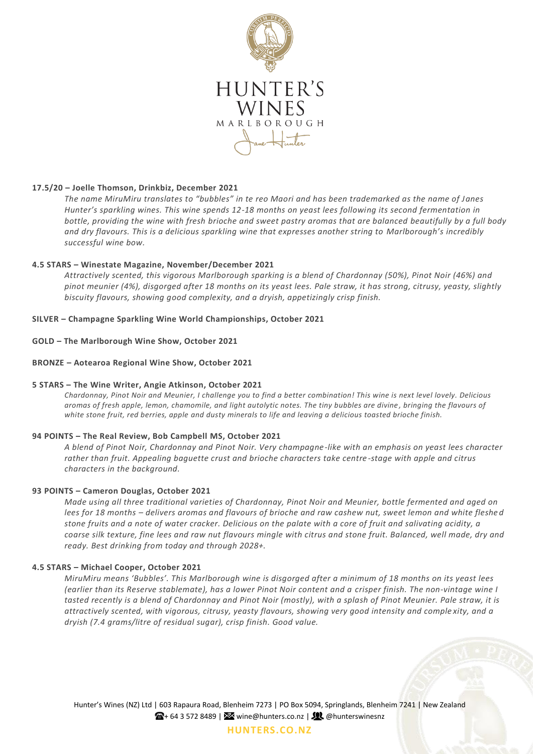HUNTER'S WINES

MARLBOROUGH

**17.5/20 – Joelle Thomson, Drinkbiz, December 2021**

*The name MiruMiru translates to "bubbles" in te reo Maori and has been trademarked as the name of Janes Hunter's sparkling wines. This wine spends 12-18 months on yeast lees following its second fermentation in bottle, providing the wine with fresh brioche and sweet pastry aromas that are balanced beautifully by a full body and dry flavours. This is a delicious sparkling wine that expresses another string to Marlborough's incredibly successful wine bow.*

**4.5 STARS – Winestate Magazine, November/December 2021**

*Attractively scented, this vigorous Marlborough sparking is a blend of Chardonnay (50%), Pinot Noir (46%) and pinot meunier (4%), disgorged after 18 months on its yeast lees. Pale straw, it has strong, citrusy, yeasty, slightly biscuity flavours, showing good complexity, and a dryish, appetizingly crisp finish.*

**SILVER – Champagne Sparkling Wine World Championships, October 2021**

**GOLD – The Marlborough Wine Show, October 2021**

**BRONZE – Aotearoa Regional Wine Show, October 2021**

**5 STARS – The Wine Writer, Angie Atkinson, October 2021**

*Chardonnay, Pinot Noir and Meunier, I challenge you to find a better combination! This wine is next level lovely. Delicious aromas of fresh apple, lemon, chamomile, and light autolytic notes. The tiny bubbles are divine, bringing the flavours of white stone fruit, red berries, apple and dusty minerals to life and leaving a delicious toasted brioche finish.*

**94 POINTS – The Real Review, Bob Campbell MS, October 2021**

*A blend of Pinot Noir, Chardonnay and Pinot Noir. Very champagne-like with an emphasis on yeast lees character rather than fruit. Appealing baguette crust and brioche characters take centre-stage with apple and citrus characters in the background.*

**93 POINTS – Cameron Douglas, October 2021**

*Made using all three traditional varieties of Chardonnay, Pinot Noir and Meunier, bottle fermented and aged on lees for 18 months – delivers aromas and flavours of brioche and raw cashew nut, sweet lemon and white fleshed stone fruits and a note of water cracker. Delicious on the palate with a core of fruit and salivating acidity, a coarse silk texture, fine lees and raw nut flavours mingle with citrus and stone fruit. Balanced, well made, dry and ready. Best drinking from today and through 2028+.*

**4.5 STARS – Michael Cooper, October 2021**

*MiruMiru means 'Bubbles'. This Marlborough wine is disgorged after a minimum of 18 months on its yeast lees (earlier than its Reserve stablemate), has a lower Pinot Noir content and a crisper finish. The non-vintage wine I tasted recently is a blend of Chardonnay and Pinot Noir (mostly), with a splash of Pinot Meunier. Pale straw, it is attractively scented, with vigorous, citrusy, yeasty flavours, showing very good intensity and complexity, and a dryish (7.4 grams/litre of residual sugar), crisp finish. Good value.*

Hunter's Wines (NZ) Ltd | 603 Rapaura Road, Blenheim 7273 | PO Box 5094, Springlands, Blenheim 7241 | New Zealand
+ 64 3 572 8489 | wine@hunters.co.nz | @hunterswinesnz

HUNTERS.CO.NZ